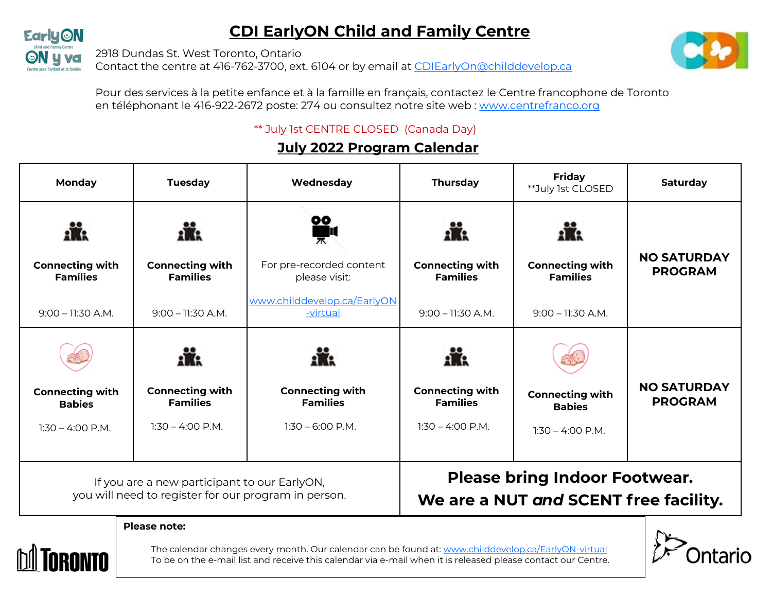# CDI EarlyON Child and Family Centre

2918 Dundas St. West Toronto, Ontario
Contact the centre at 416-762-3700, ext. 6104 or by email at CDIEarlyOn@childdevelop.ca

Pour des services à la petite enfance et à la famille en français, contactez le Centre francophone de Toronto en téléphonant le 416-922-2672 poste: 274 ou consultez notre site web : www.centrefranco.org

** July 1st CENTRE CLOSED (Canada Day)

## July 2022 Program Calendar

| Monday | Tuesday | Wednesday | Thursday | Friday **July 1st CLOSED | Saturday |
|---|---|---|---|---|---|
| **Connecting with Families** 9:00 – 11:30 A.M. | **Connecting with Families** 9:00 – 11:30 A.M. | For pre-recorded content please visit: www.childdevelop.ca/EarlyON-virtual | **Connecting with Families** 9:00 – 11:30 A.M. | **Connecting with Families** 9:00 – 11:30 A.M. | **NO SATURDAY PROGRAM** |
| **Connecting with Babies** 1:30 – 4:00 P.M. | **Connecting with Families** 1:30 – 4:00 P.M. | **Connecting with Families** 1:30 – 6:00 P.M. | **Connecting with Families** 1:30 – 4:00 P.M. | **Connecting with Babies** 1:30 – 4:00 P.M. | **NO SATURDAY PROGRAM** |

If you are a new participant to our EarlyON, you will need to register for our program in person.

**Please bring Indoor Footwear.**
**We are a NUT *and* SCENT free facility.**

**Please note:**

The calendar changes every month. Our calendar can be found at: www.childdevelop.ca/EarlyON-virtual
To be on the e-mail list and receive this calendar via e-mail when it is released please contact our Centre.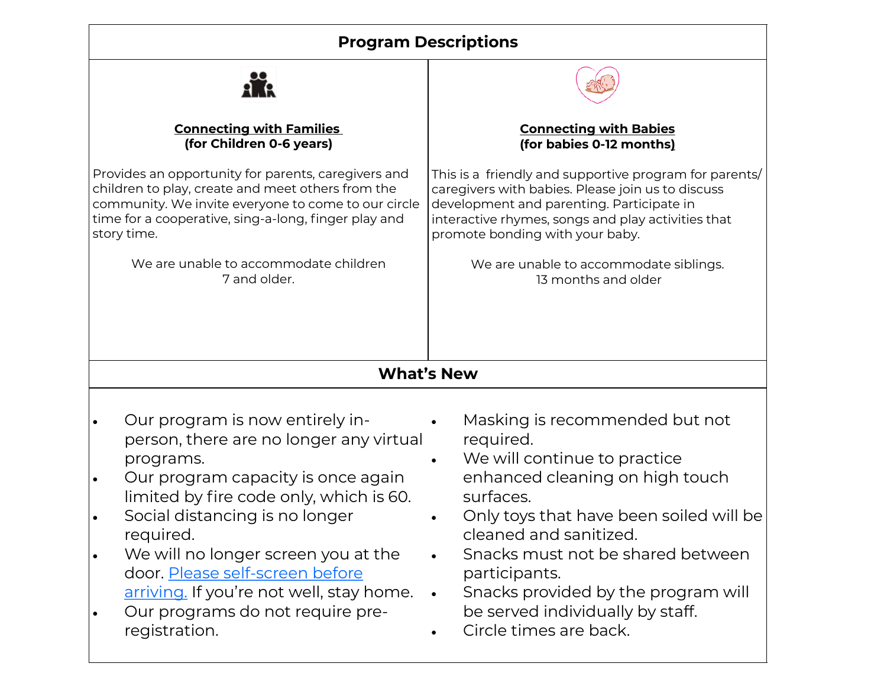## Program Descriptions

### Connecting with Families
**(for Children 0-6 years)**

Provides an opportunity for parents, caregivers and children to play, create and meet others from the community. We invite everyone to come to our circle time for a cooperative, sing-a-long, finger play and story time.

We are unable to accommodate children 7 and older.

### Connecting with Babies
**(for babies 0-12 months)**

This is a friendly and supportive program for parents/ caregivers with babies. Please join us to discuss development and parenting. Participate in interactive rhymes, songs and play activities that promote bonding with your baby.

We are unable to accommodate siblings. 13 months and older

## What's New

- Our program is now entirely in-person, there are no longer any virtual programs.
- Our program capacity is once again limited by fire code only, which is 60.
- Social distancing is no longer required.
- We will no longer screen you at the door. Please self-screen before arriving. If you're not well, stay home.
- Our programs do not require pre-registration.
- Masking is recommended but not required.
- We will continue to practice enhanced cleaning on high touch surfaces.
- Only toys that have been soiled will be cleaned and sanitized.
- Snacks must not be shared between participants.
- Snacks provided by the program will be served individually by staff.
- Circle times are back.